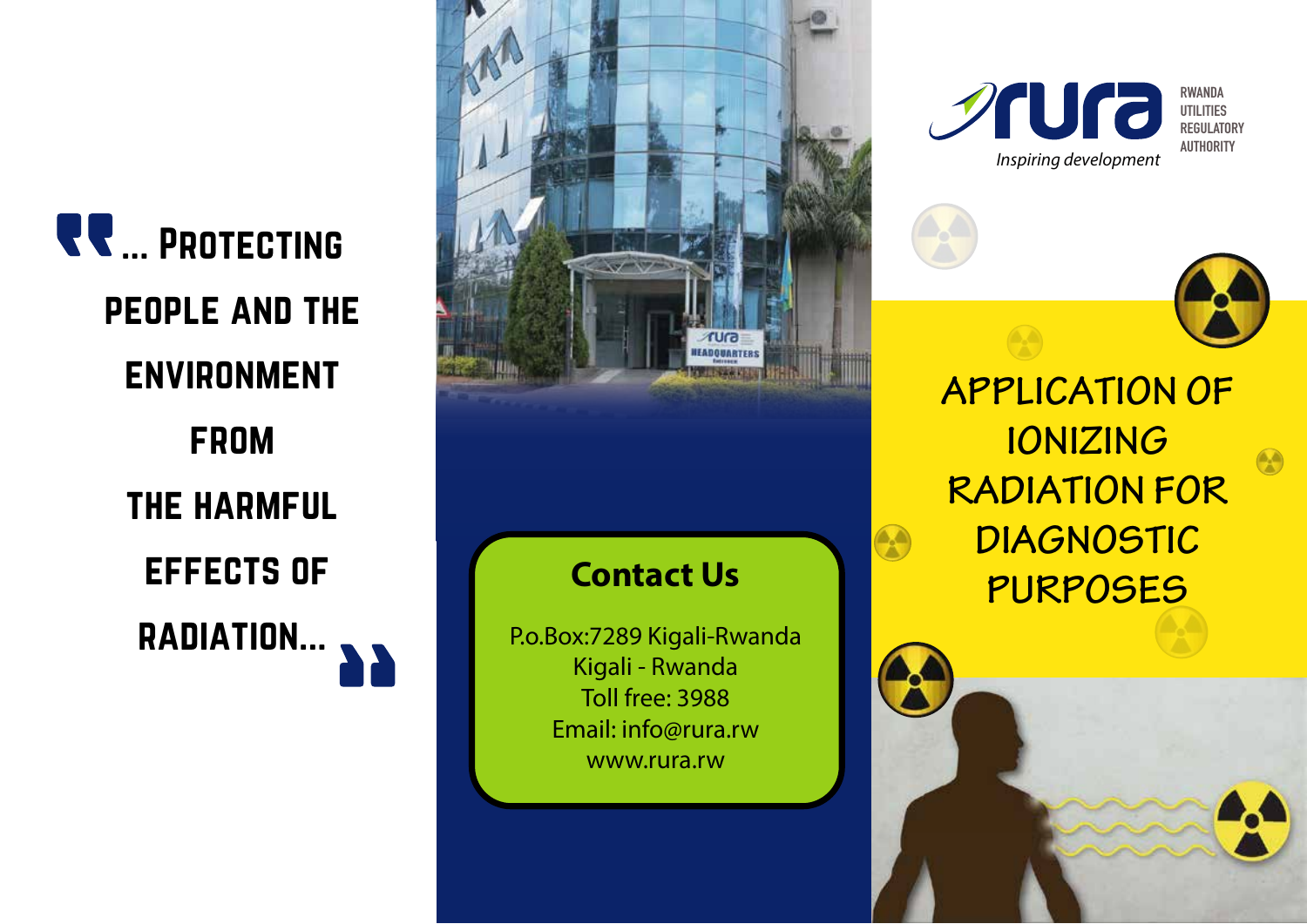> "... Protecting people and the environment from the harmful effects of radiation..."

## Contact Us

P.o.Box:7289 Kigali-Rwanda
Kigali - Rwanda
Toll free: 3988
Email: info@rura.rw
www.rura.rw

**rura** RWANDA UTILITIES REGULATORY AUTHORITY
*Inspiring development*

# APPLICATION OF IONIZING RADIATION FOR DIAGNOSTIC PURPOSES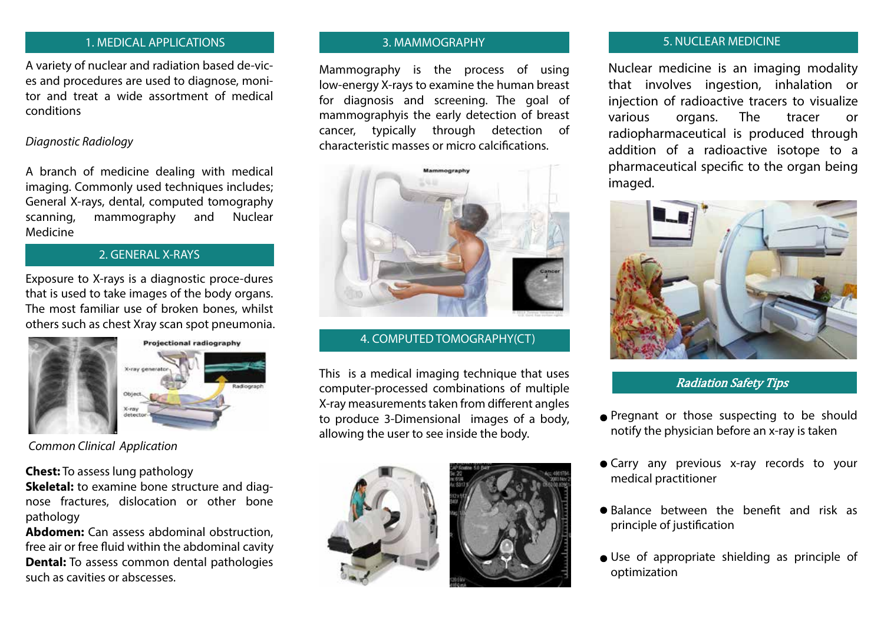## 1. MEDICAL APPLICATIONS

A variety of nuclear and radiation based de-vic-es and procedures are used to diagnose, moni-tor and treat a wide assortment of medical conditions

*Diagnostic Radiology*

A branch of medicine dealing with medical imaging. Commonly used techniques includes; General X-rays, dental, computed tomography scanning, mammography and Nuclear Medicine

## 2. GENERAL X-RAYS

Exposure to X-rays is a diagnostic proce-dures that is used to take images of the body organs. The most familiar use of broken bones, whilst others such as chest Xray scan spot pneumonia.

*Common Clinical Application*

**Chest:** To assess lung pathology
**Skeletal:** to examine bone structure and diag-nose fractures, dislocation or other bone pathology
**Abdomen:** Can assess abdominal obstruction, free air or free fluid within the abdominal cavity
**Dental:** To assess common dental pathologies such as cavities or abscesses.

## 3. MAMMOGRAPHY

Mammography is the process of using low-energy X-rays to examine the human breast for diagnosis and screening. The goal of mammographyis the early detection of breast cancer, typically through detection of characteristic masses or micro calcifications.

## 4. COMPUTED TOMOGRAPHY(CT)

This is a medical imaging technique that uses computer-processed combinations of multiple X-ray measurements taken from different angles to produce 3-Dimensional images of a body, allowing the user to see inside the body.

## 5. NUCLEAR MEDICINE

Nuclear medicine is an imaging modality that involves ingestion, inhalation or injection of radioactive tracers to visualize various organs. The tracer or radiopharmaceutical is produced through addition of a radioactive isotope to a pharmaceutical specific to the organ being imaged.

## *Radiation Safety Tips*

- Pregnant or those suspecting to be should notify the physician before an x-ray is taken
- Carry any previous x-ray records to your medical practitioner
- Balance between the benefit and risk as principle of justification
- Use of appropriate shielding as principle of optimization